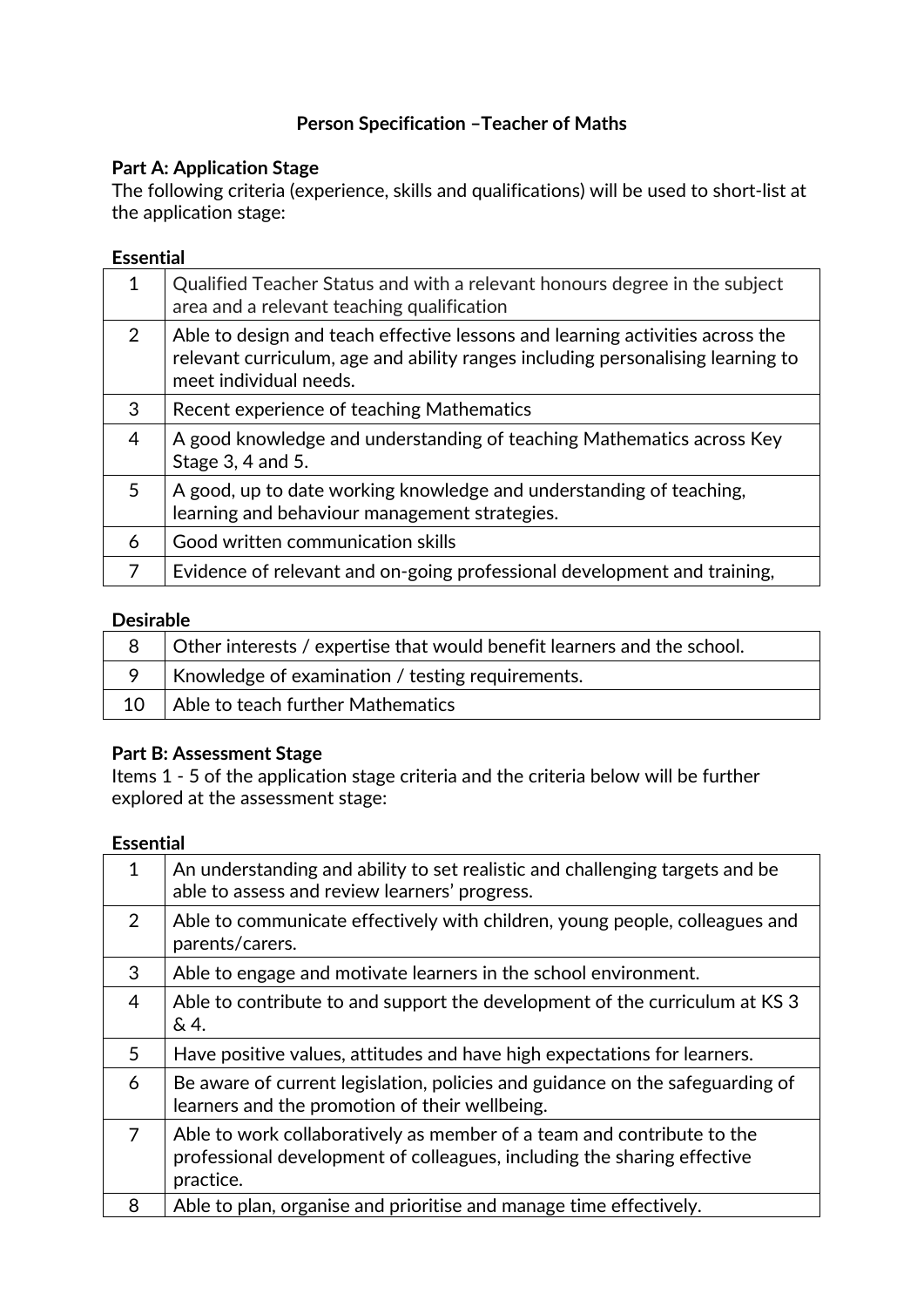**Person Specification –Teacher of Maths**

**Part A: Application Stage**

The following criteria (experience, skills and qualifications) will be used to short-list at the application stage:

**Essential**

| | |
|---|---|
| 1 | Qualified Teacher Status and with a relevant honours degree in the subject area and a relevant teaching qualification |
| 2 | Able to design and teach effective lessons and learning activities across the relevant curriculum, age and ability ranges including personalising learning to meet individual needs. |
| 3 | Recent experience of teaching Mathematics |
| 4 | A good knowledge and understanding of teaching Mathematics across Key Stage 3, 4 and 5. |
| 5 | A good, up to date working knowledge and understanding of teaching, learning and behaviour management strategies. |
| 6 | Good written communication skills |
| 7 | Evidence of relevant and on-going professional development and training, |

**Desirable**

| | |
|---|---|
| 8 | Other interests / expertise that would benefit learners and the school. |
| 9 | Knowledge of examination / testing requirements. |
| 10 | Able to teach further Mathematics |

**Part B: Assessment Stage**

Items 1 - 5 of the application stage criteria and the criteria below will be further explored at the assessment stage:

**Essential**

| | |
|---|---|
| 1 | An understanding and ability to set realistic and challenging targets and be able to assess and review learners' progress. |
| 2 | Able to communicate effectively with children, young people, colleagues and parents/carers. |
| 3 | Able to engage and motivate learners in the school environment. |
| 4 | Able to contribute to and support the development of the curriculum at KS 3 & 4. |
| 5 | Have positive values, attitudes and have high expectations for learners. |
| 6 | Be aware of current legislation, policies and guidance on the safeguarding of learners and the promotion of their wellbeing. |
| 7 | Able to work collaboratively as member of a team and contribute to the professional development of colleagues, including the sharing effective practice. |
| 8 | Able to plan, organise and prioritise and manage time effectively. |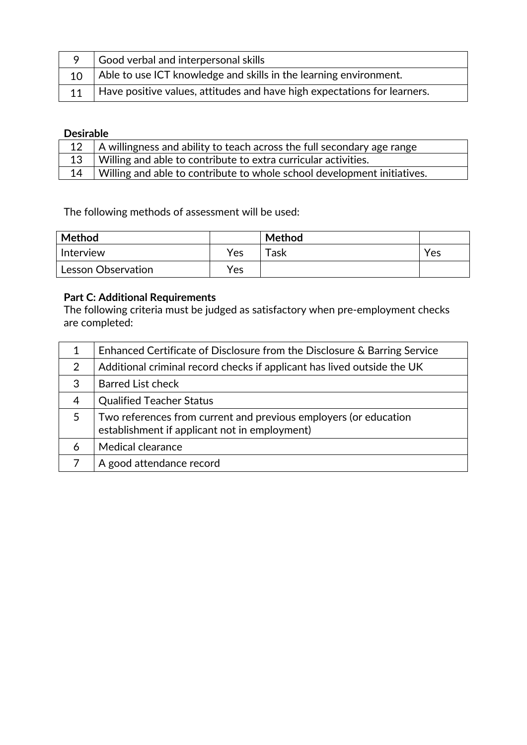| | |
|---|---|
| 9 | Good verbal and interpersonal skills |
| 10 | Able to use ICT knowledge and skills in the learning environment. |
| 11 | Have positive values, attitudes and have high expectations for learners. |

**Desirable**

| | |
|---|---|
| 12 | A willingness and ability to teach across the full secondary age range |
| 13 | Willing and able to contribute to extra curricular activities. |
| 14 | Willing and able to contribute to whole school development initiatives. |

The following methods of assessment will be used:

| Method | | Method | |
|---|---|---|---|
| Interview | Yes | Task | Yes |
| Lesson Observation | Yes | | |

**Part C: Additional Requirements**

The following criteria must be judged as satisfactory when pre-employment checks are completed:

| | |
|---|---|
| 1 | Enhanced Certificate of Disclosure from the Disclosure & Barring Service |
| 2 | Additional criminal record checks if applicant has lived outside the UK |
| 3 | Barred List check |
| 4 | Qualified Teacher Status |
| 5 | Two references from current and previous employers (or education establishment if applicant not in employment) |
| 6 | Medical clearance |
| 7 | A good attendance record |